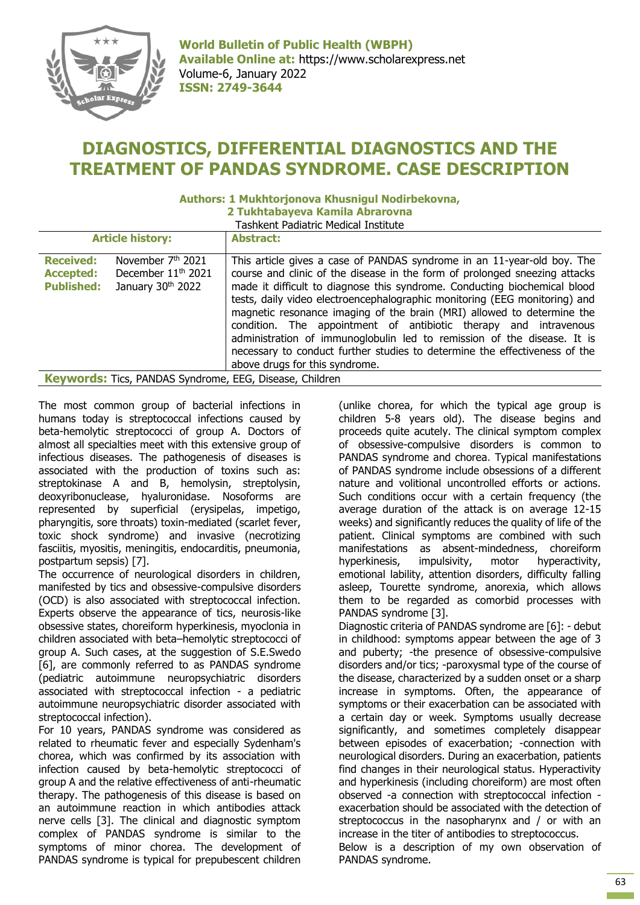# DIAGNOSTICS, DIFFERENTIAL DIAGNOSTICS AND THE TREATMENT OF PANDAS SYNDROME. CASE DESCRIPTION

**Authors: 1 Mukhtorjonova Khusnigul Nodirbekovna,**
**2 Tukhtabayeva Kamila Abrarovna**
Tashkent Padiatric Medical Institute

| Article history: | | Abstract: |
|---|---|---|
| **Received:** | November 7th 2021 | This article gives a case of PANDAS syndrome in an 11-year-old boy. The course and clinic of the disease in the form of prolonged sneezing attacks made it difficult to diagnose this syndrome. Conducting biochemical blood tests, daily video electroencephalographic monitoring (EEG monitoring) and magnetic resonance imaging of the brain (MRI) allowed to determine the condition. The appointment of antibiotic therapy and intravenous administration of immunoglobulin led to remission of the disease. It is necessary to conduct further studies to determine the effectiveness of the above drugs for this syndrome. |
| **Accepted:** | December 11th 2021 | |
| **Published:** | January 30th 2022 | |

**Keywords:** Tics, PANDAS Syndrome, EEG, Disease, Children

The most common group of bacterial infections in humans today is streptococcal infections caused by beta-hemolytic streptococci of group A. Doctors of almost all specialties meet with this extensive group of infectious diseases. The pathogenesis of diseases is associated with the production of toxins such as: streptokinase A and B, hemolysin, streptolysin, deoxyribonuclease, hyaluronidase. Nosoforms are represented by superficial (erysipelas, impetigo, pharyngitis, sore throats) toxin-mediated (scarlet fever, toxic shock syndrome) and invasive (necrotizing fasciitis, myositis, meningitis, endocarditis, pneumonia, postpartum sepsis) [7].

The occurrence of neurological disorders in children, manifested by tics and obsessive-compulsive disorders (OCD) is also associated with streptococcal infection. Experts observe the appearance of tics, neurosis-like obsessive states, choreiform hyperkinesis, myoclonia in children associated with beta–hemolytic streptococci of group A. Such cases, at the suggestion of S.E.Swedo [6], are commonly referred to as PANDAS syndrome (pediatric autoimmune neuropsychiatric disorders associated with streptococcal infection - a pediatric autoimmune neuropsychiatric disorder associated with streptococcal infection).

For 10 years, PANDAS syndrome was considered as related to rheumatic fever and especially Sydenham's chorea, which was confirmed by its association with infection caused by beta-hemolytic streptococci of group A and the relative effectiveness of anti-rheumatic therapy. The pathogenesis of this disease is based on an autoimmune reaction in which antibodies attack nerve cells [3]. The clinical and diagnostic symptom complex of PANDAS syndrome is similar to the symptoms of minor chorea. The development of PANDAS syndrome is typical for prepubescent children (unlike chorea, for which the typical age group is children 5-8 years old). The disease begins and proceeds quite acutely. The clinical symptom complex of obsessive-compulsive disorders is common to PANDAS syndrome and chorea. Typical manifestations of PANDAS syndrome include obsessions of a different nature and volitional uncontrolled efforts or actions. Such conditions occur with a certain frequency (the average duration of the attack is on average 12-15 weeks) and significantly reduces the quality of life of the patient. Clinical symptoms are combined with such manifestations as absent-mindedness, choreiform hyperkinesis, impulsivity, motor hyperactivity, emotional lability, attention disorders, difficulty falling asleep, Tourette syndrome, anorexia, which allows them to be regarded as comorbid processes with PANDAS syndrome [3].

Diagnostic criteria of PANDAS syndrome are [6]: - debut in childhood: symptoms appear between the age of 3 and puberty; -the presence of obsessive-compulsive disorders and/or tics; -paroxysmal type of the course of the disease, characterized by a sudden onset or a sharp increase in symptoms. Often, the appearance of symptoms or their exacerbation can be associated with a certain day or week. Symptoms usually decrease significantly, and sometimes completely disappear between episodes of exacerbation; -connection with neurological disorders. During an exacerbation, patients find changes in their neurological status. Hyperactivity and hyperkinesis (including choreiform) are most often observed -a connection with streptococcal infection - exacerbation should be associated with the detection of streptococcus in the nasopharynx and / or with an increase in the titer of antibodies to streptococcus.

Below is a description of my own observation of PANDAS syndrome.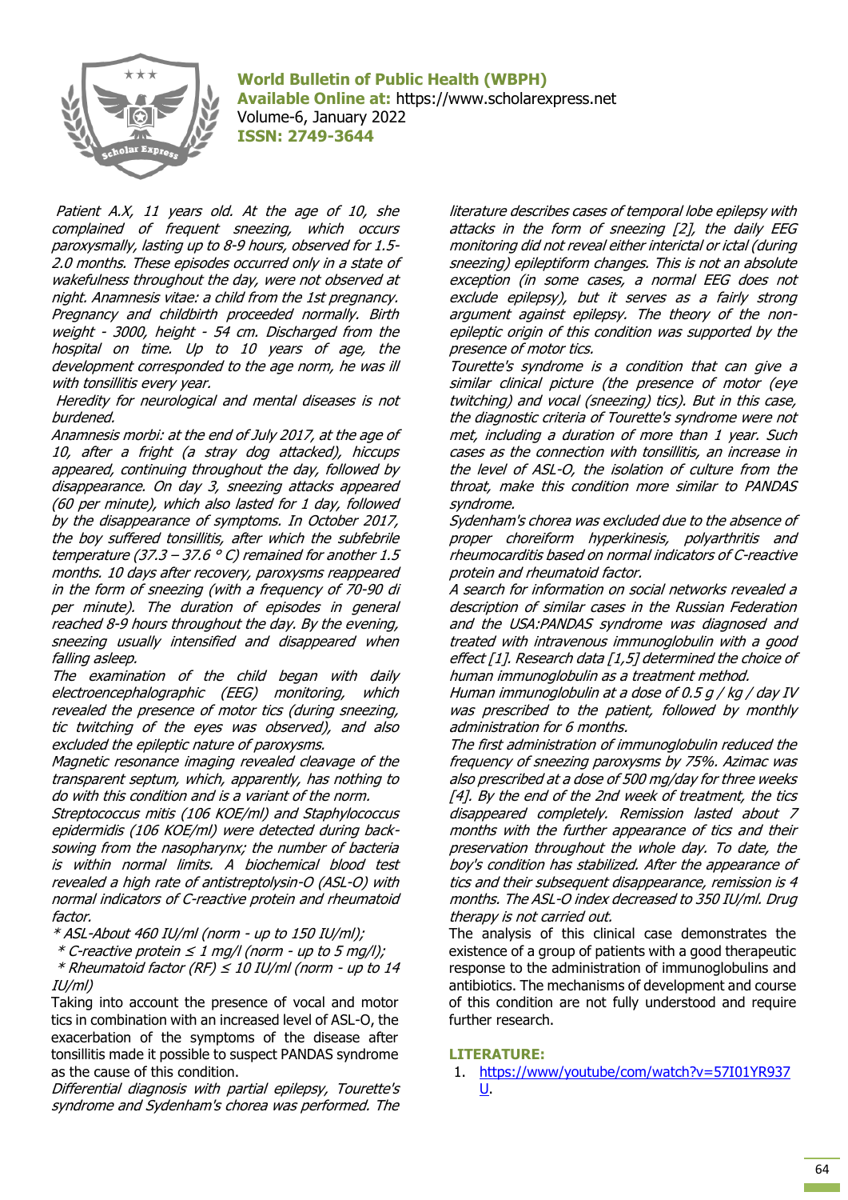*Patient A.X, 11 years old. At the age of 10, she complained of frequent sneezing, which occurs paroxysmally, lasting up to 8-9 hours, observed for 1.5-2.0 months. These episodes occurred only in a state of wakefulness throughout the day, were not observed at night. Anamnesis vitae: a child from the 1st pregnancy. Pregnancy and childbirth proceeded normally. Birth weight - 3000, height - 54 cm. Discharged from the hospital on time. Up to 10 years of age, the development corresponded to the age norm, he was ill with tonsillitis every year.*

*Heredity for neurological and mental diseases is not burdened.*

*Anamnesis morbi: at the end of July 2017, at the age of 10, after a fright (a stray dog attacked), hiccups appeared, continuing throughout the day, followed by disappearance. On day 3, sneezing attacks appeared (60 per minute), which also lasted for 1 day, followed by the disappearance of symptoms. In October 2017, the boy suffered tonsillitis, after which the subfebrile temperature (37.3 – 37.6 ° C) remained for another 1.5 months. 10 days after recovery, paroxysms reappeared in the form of sneezing (with a frequency of 70-90 di per minute). The duration of episodes in general reached 8-9 hours throughout the day. By the evening, sneezing usually intensified and disappeared when falling asleep.*

*The examination of the child began with daily electroencephalographic (EEG) monitoring, which revealed the presence of motor tics (during sneezing, tic twitching of the eyes was observed), and also excluded the epileptic nature of paroxysms.*

*Magnetic resonance imaging revealed cleavage of the transparent septum, which, apparently, has nothing to do with this condition and is a variant of the norm.*

*Streptococcus mitis (106 KOE/ml) and Staphylococcus epidermidis (106 KOE/ml) were detected during back-sowing from the nasopharynx; the number of bacteria is within normal limits. A biochemical blood test revealed a high rate of antistreptolysin-O (ASL-O) with normal indicators of C-reactive protein and rheumatoid factor.*

*\* ASL-About 460 IU/ml (norm - up to 150 IU/ml);*

*\* C-reactive protein ≤ 1 mg/l (norm - up to 5 mg/l);*

*\* Rheumatoid factor (RF) ≤ 10 IU/ml (norm - up to 14 IU/ml)*

Taking into account the presence of vocal and motor tics in combination with an increased level of ASL-O, the exacerbation of the symptoms of the disease after tonsillitis made it possible to suspect PANDAS syndrome as the cause of this condition.

*Differential diagnosis with partial epilepsy, Tourette's syndrome and Sydenham's chorea was performed. The literature describes cases of temporal lobe epilepsy with attacks in the form of sneezing [2], the daily EEG monitoring did not reveal either interictal or ictal (during sneezing) epileptiform changes. This is not an absolute exception (in some cases, a normal EEG does not exclude epilepsy), but it serves as a fairly strong argument against epilepsy. The theory of the non-epileptic origin of this condition was supported by the presence of motor tics.*

*Tourette's syndrome is a condition that can give a similar clinical picture (the presence of motor (eye twitching) and vocal (sneezing) tics). But in this case, the diagnostic criteria of Tourette's syndrome were not met, including a duration of more than 1 year. Such cases as the connection with tonsillitis, an increase in the level of ASL-O, the isolation of culture from the throat, make this condition more similar to PANDAS syndrome.*

*Sydenham's chorea was excluded due to the absence of proper choreiform hyperkinesis, polyarthritis and rheumocarditis based on normal indicators of C-reactive protein and rheumatoid factor.*

*A search for information on social networks revealed a description of similar cases in the Russian Federation and the USA:PANDAS syndrome was diagnosed and treated with intravenous immunoglobulin with a good effect [1]. Research data [1,5] determined the choice of human immunoglobulin as a treatment method.*

*Human immunoglobulin at a dose of 0.5 g / kg / day IV was prescribed to the patient, followed by monthly administration for 6 months.*

*The first administration of immunoglobulin reduced the frequency of sneezing paroxysms by 75%. Azimac was also prescribed at a dose of 500 mg/day for three weeks [4]. By the end of the 2nd week of treatment, the tics disappeared completely. Remission lasted about 7 months with the further appearance of tics and their preservation throughout the whole day. To date, the boy's condition has stabilized. After the appearance of tics and their subsequent disappearance, remission is 4 months. The ASL-O index decreased to 350 IU/ml. Drug therapy is not carried out.*

The analysis of this clinical case demonstrates the existence of a group of patients with a good therapeutic response to the administration of immunoglobulins and antibiotics. The mechanisms of development and course of this condition are not fully understood and require further research.

## LITERATURE:

1. https://www/youtube/com/watch?v=57I01YR937U.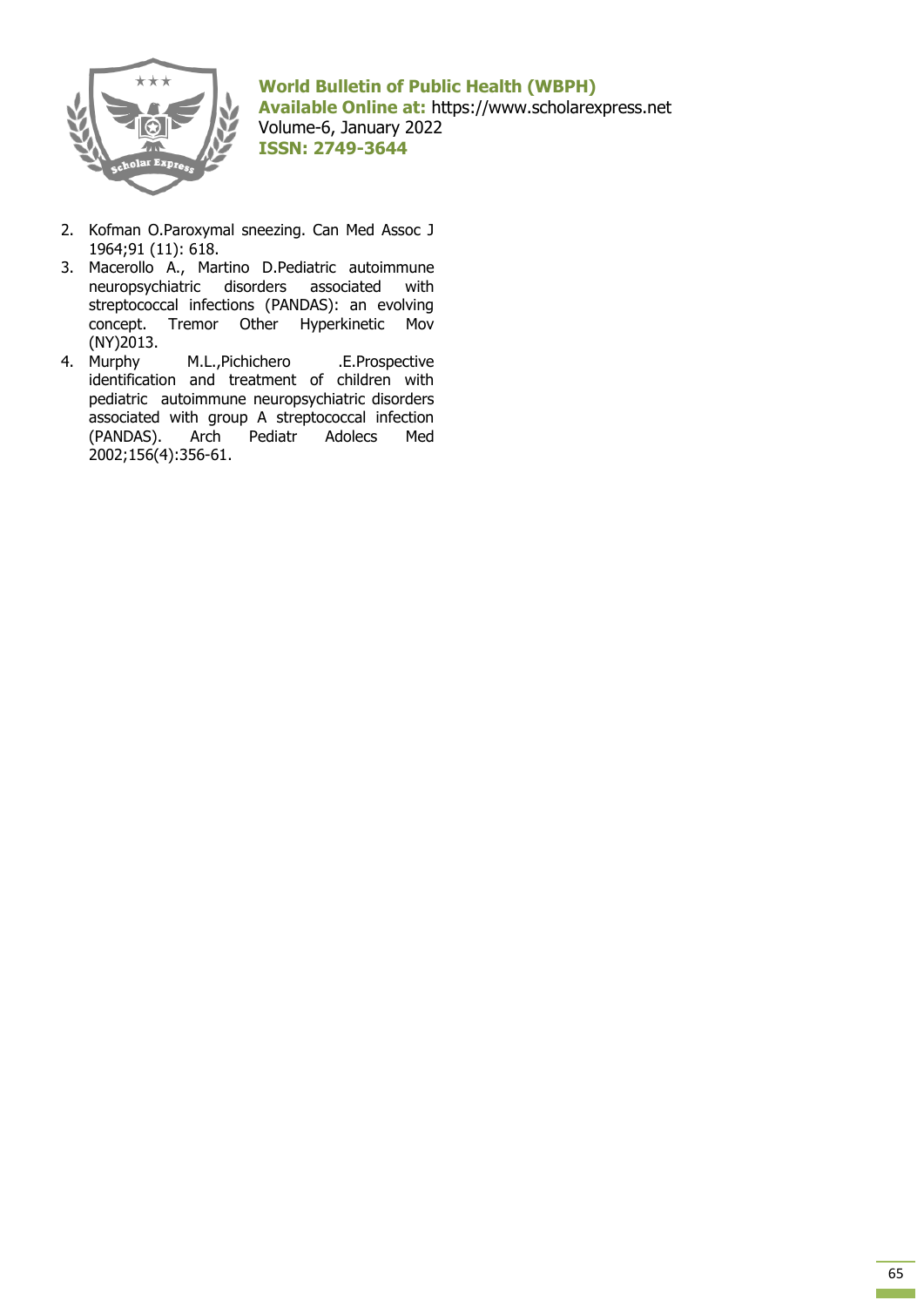2. Kofman O.Paroxymal sneezing. Can Med Assoc J 1964;91 (11): 618.
3. Macerollo A., Martino D.Pediatric autoimmune neuropsychiatric disorders associated with streptococcal infections (PANDAS): an evolving concept. Tremor Other Hyperkinetic Mov (NY)2013.
4. Murphy M.L.,Pichichero .E.Prospective identification and treatment of children with pediatric autoimmune neuropsychiatric disorders associated with group A streptococcal infection (PANDAS). Arch Pediatr Adolecs Med 2002;156(4):356-61.